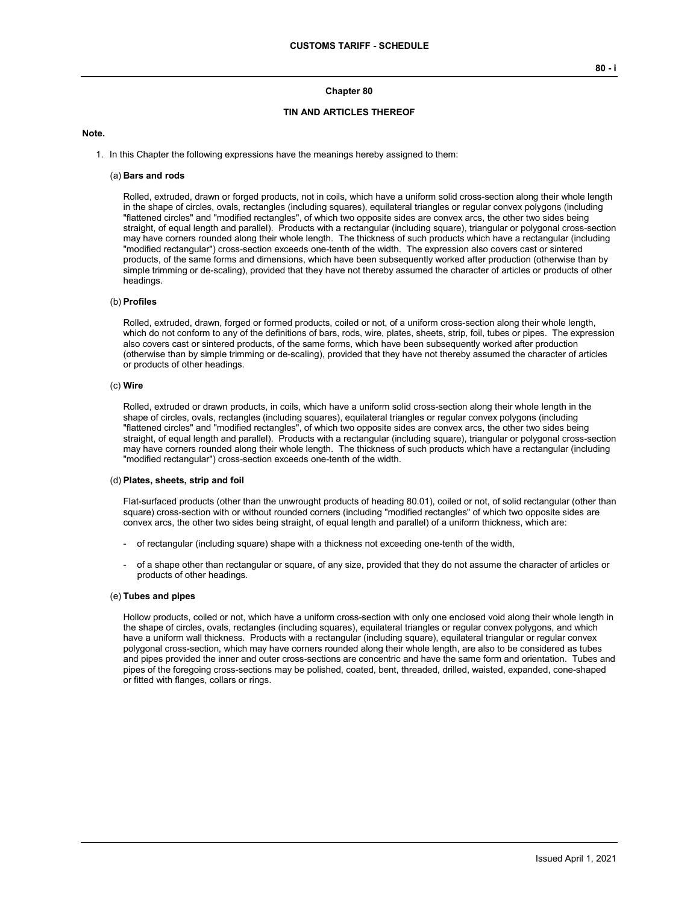# Chapter 80

## TIN AND ARTICLES THEREOF

**Note.**

1. In this Chapter the following expressions have the meanings hereby assigned to them:

   (a) **Bars and rods**

   Rolled, extruded, drawn or forged products, not in coils, which have a uniform solid cross-section along their whole length in the shape of circles, ovals, rectangles (including squares), equilateral triangles or regular convex polygons (including "flattened circles" and "modified rectangles", of which two opposite sides are convex arcs, the other two sides being straight, of equal length and parallel). Products with a rectangular (including square), triangular or polygonal cross-section may have corners rounded along their whole length. The thickness of such products which have a rectangular (including "modified rectangular") cross-section exceeds one-tenth of the width. The expression also covers cast or sintered products, of the same forms and dimensions, which have been subsequently worked after production (otherwise than by simple trimming or de-scaling), provided that they have not thereby assumed the character of articles or products of other headings.

   (b) **Profiles**

   Rolled, extruded, drawn, forged or formed products, coiled or not, of a uniform cross-section along their whole length, which do not conform to any of the definitions of bars, rods, wire, plates, sheets, strip, foil, tubes or pipes. The expression also covers cast or sintered products, of the same forms, which have been subsequently worked after production (otherwise than by simple trimming or de-scaling), provided that they have not thereby assumed the character of articles or products of other headings.

   (c) **Wire**

   Rolled, extruded or drawn products, in coils, which have a uniform solid cross-section along their whole length in the shape of circles, ovals, rectangles (including squares), equilateral triangles or regular convex polygons (including "flattened circles" and "modified rectangles", of which two opposite sides are convex arcs, the other two sides being straight, of equal length and parallel). Products with a rectangular (including square), triangular or polygonal cross-section may have corners rounded along their whole length. The thickness of such products which have a rectangular (including "modified rectangular") cross-section exceeds one-tenth of the width.

   (d) **Plates, sheets, strip and foil**

   Flat-surfaced products (other than the unwrought products of heading 80.01), coiled or not, of solid rectangular (other than square) cross-section with or without rounded corners (including "modified rectangles" of which two opposite sides are convex arcs, the other two sides being straight, of equal length and parallel) of a uniform thickness, which are:

   - of rectangular (including square) shape with a thickness not exceeding one-tenth of the width,
   - of a shape other than rectangular or square, of any size, provided that they do not assume the character of articles or products of other headings.

   (e) **Tubes and pipes**

   Hollow products, coiled or not, which have a uniform cross-section with only one enclosed void along their whole length in the shape of circles, ovals, rectangles (including squares), equilateral triangles or regular convex polygons, and which have a uniform wall thickness. Products with a rectangular (including square), equilateral triangular or regular convex polygonal cross-section, which may have corners rounded along their whole length, are also to be considered as tubes and pipes provided the inner and outer cross-sections are concentric and have the same form and orientation. Tubes and pipes of the foregoing cross-sections may be polished, coated, bent, threaded, drilled, waisted, expanded, cone-shaped or fitted with flanges, collars or rings.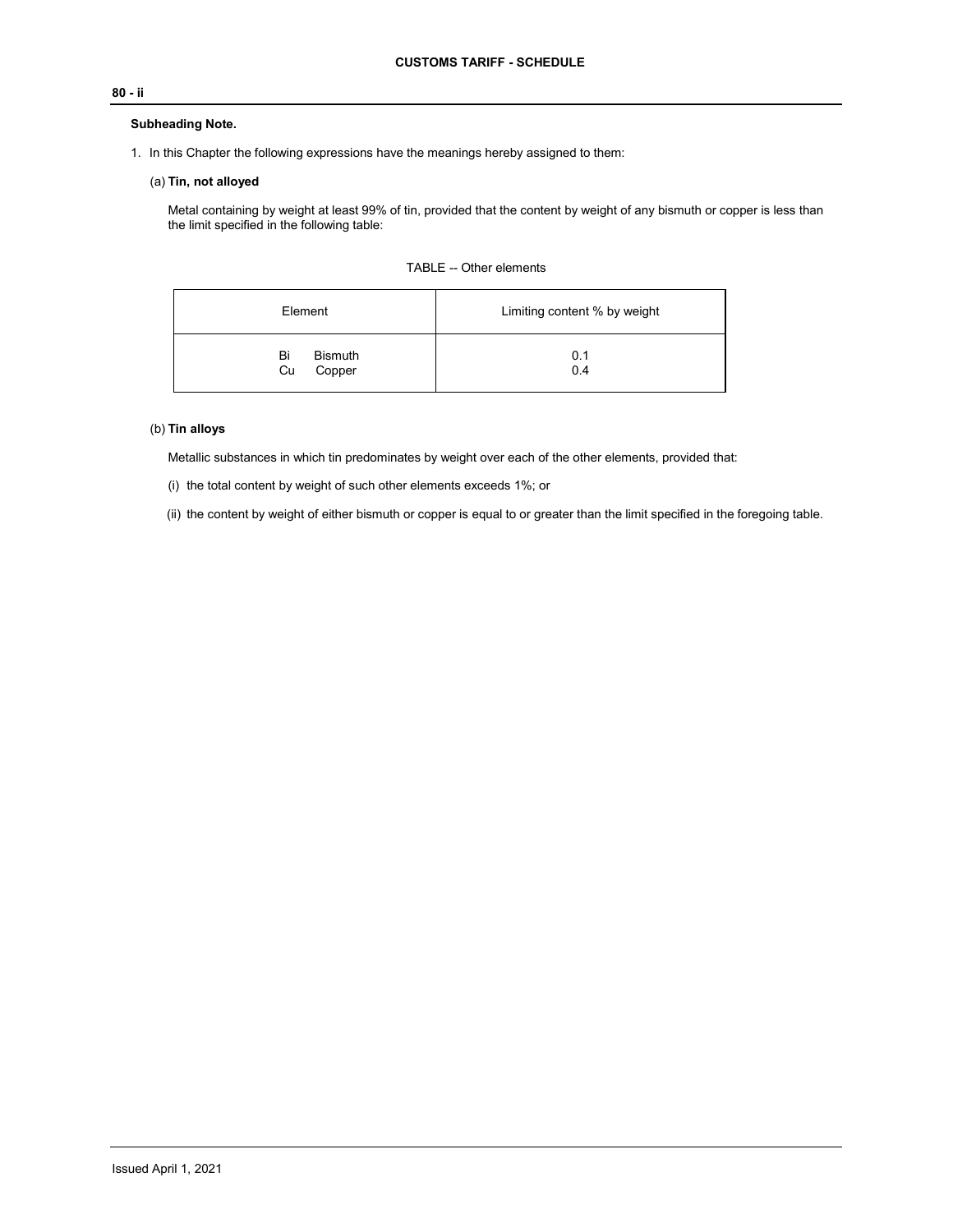**Subheading Note.**

1. In this Chapter the following expressions have the meanings hereby assigned to them:

   (a) **Tin, not alloyed**

   Metal containing by weight at least 99% of tin, provided that the content by weight of any bismuth or copper is less than the limit specified in the following table:

   TABLE -- Other elements

   | Element | Limiting content % by weight |
   | --- | --- |
   | Bi Bismuth | 0.1 |
   | Cu Copper | 0.4 |

   (b) **Tin alloys**

   Metallic substances in which tin predominates by weight over each of the other elements, provided that:

   (i) the total content by weight of such other elements exceeds 1%; or

   (ii) the content by weight of either bismuth or copper is equal to or greater than the limit specified in the foregoing table.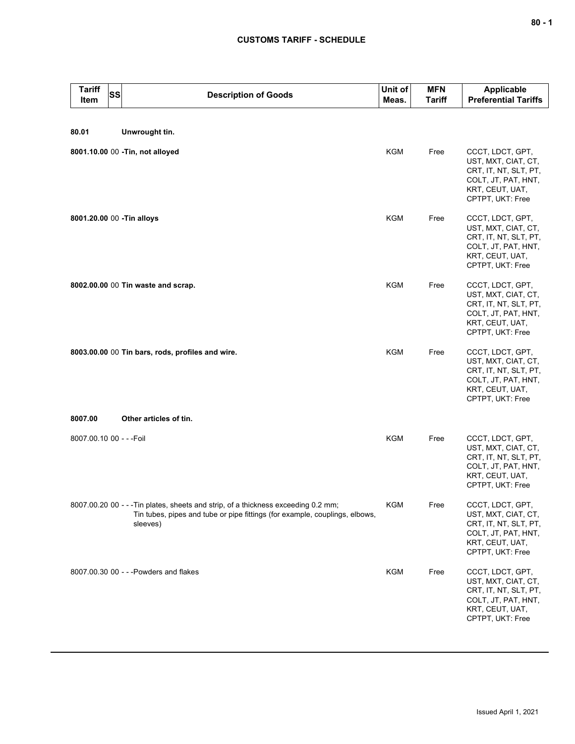| Tariff Item | SS | Description of Goods | Unit of Meas. | MFN Tariff | Applicable Preferential Tariffs |
|---|---|---|---|---|---|
| **80.01** | | **Unwrought tin.** | | | |
| **8001.10.00** | 00 | **-Tin, not alloyed** | KGM | Free | CCCT, LDCT, GPT, UST, MXT, CIAT, CT, CRT, IT, NT, SLT, PT, COLT, JT, PAT, HNT, KRT, CEUT, UAT, CPTPT, UKT: Free |
| **8001.20.00** | 00 | **-Tin alloys** | KGM | Free | CCCT, LDCT, GPT, UST, MXT, CIAT, CT, CRT, IT, NT, SLT, PT, COLT, JT, PAT, HNT, KRT, CEUT, UAT, CPTPT, UKT: Free |
| **8002.00.00** | 00 | **Tin waste and scrap.** | KGM | Free | CCCT, LDCT, GPT, UST, MXT, CIAT, CT, CRT, IT, NT, SLT, PT, COLT, JT, PAT, HNT, KRT, CEUT, UAT, CPTPT, UKT: Free |
| **8003.00.00** | 00 | **Tin bars, rods, profiles and wire.** | KGM | Free | CCCT, LDCT, GPT, UST, MXT, CIAT, CT, CRT, IT, NT, SLT, PT, COLT, JT, PAT, HNT, KRT, CEUT, UAT, CPTPT, UKT: Free |
| **8007.00** | | **Other articles of tin.** | | | |
| 8007.00.10 | 00 | - - -Foil | KGM | Free | CCCT, LDCT, GPT, UST, MXT, CIAT, CT, CRT, IT, NT, SLT, PT, COLT, JT, PAT, HNT, KRT, CEUT, UAT, CPTPT, UKT: Free |
| 8007.00.20 | 00 | - - -Tin plates, sheets and strip, of a thickness exceeding 0.2 mm; Tin tubes, pipes and tube or pipe fittings (for example, couplings, elbows, sleeves) | KGM | Free | CCCT, LDCT, GPT, UST, MXT, CIAT, CT, CRT, IT, NT, SLT, PT, COLT, JT, PAT, HNT, KRT, CEUT, UAT, CPTPT, UKT: Free |
| 8007.00.30 | 00 | - - -Powders and flakes | KGM | Free | CCCT, LDCT, GPT, UST, MXT, CIAT, CT, CRT, IT, NT, SLT, PT, COLT, JT, PAT, HNT, KRT, CEUT, UAT, CPTPT, UKT: Free |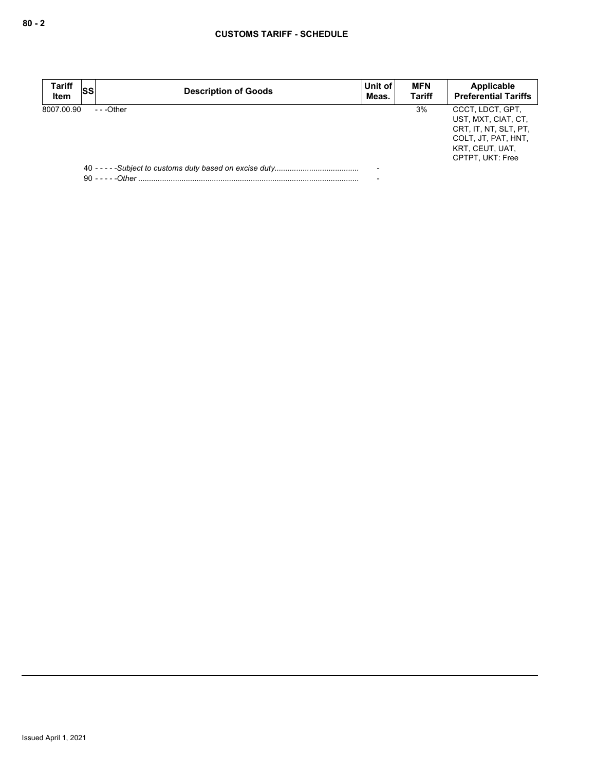| Tariff Item | SS | Description of Goods | Unit of Meas. | MFN Tariff | Applicable Preferential Tariffs |
|---|---|---|---|---|---|
| 8007.00.90 | | - - -Other | | 3% | CCCT, LDCT, GPT, UST, MXT, CIAT, CT, CRT, IT, NT, SLT, PT, COLT, JT, PAT, HNT, KRT, CEUT, UAT, CPTPT, UKT: Free |
| | 40 | - - - - -*Subject to customs duty based on excise duty*...................................... | - | | |
| | 90 | - - - - -*Other* ..................................................................................................... | - | | |